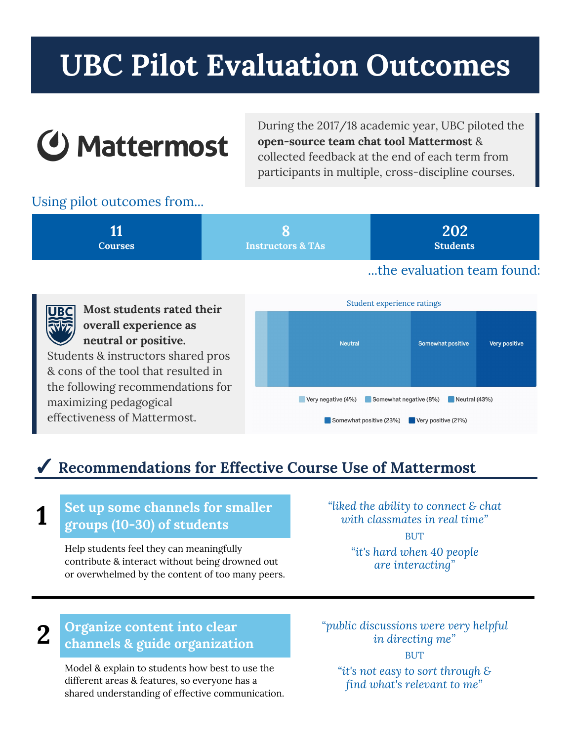# UBC Pilot Evaluation Outcomes

Mattermost

During the 2017/18 academic year, UBC piloted the **open-source team chat tool Mattermost** & collected feedback at the end of each term from participants in multiple, cross-discipline courses.

Using pilot outcomes from...

| 11 | 8 | 202 |
|---|---|---|
| Courses | Instructors & TAs | Students |

...the evaluation team found:

**Most students rated their overall experience as neutral or positive.** Students & instructors shared pros & cons of the tool that resulted in the following recommendations for maximizing pedagogical effectiveness of Mattermost.

Student experience ratings

| Rating | Percentage |
|---|---|
| Very negative | 4% |
| Somewhat negative | 8% |
| Neutral | 43% |
| Somewhat positive | 23% |
| Very positive | 21% |

## ✔ Recommendations for Effective Course Use of Mattermost

### 1 Set up some channels for smaller groups (10-30) of students

Help students feel they can meaningfully contribute & interact without being drowned out or overwhelmed by the content of too many peers.

*"liked the ability to connect & chat with classmates in real time"*

BUT

*"it's hard when 40 people are interacting"*

### 2 Organize content into clear channels & guide organization

Model & explain to students how best to use the different areas & features, so everyone has a shared understanding of effective communication.

*"public discussions were very helpful in directing me"*

BUT

*"it's not easy to sort through & find what's relevant to me"*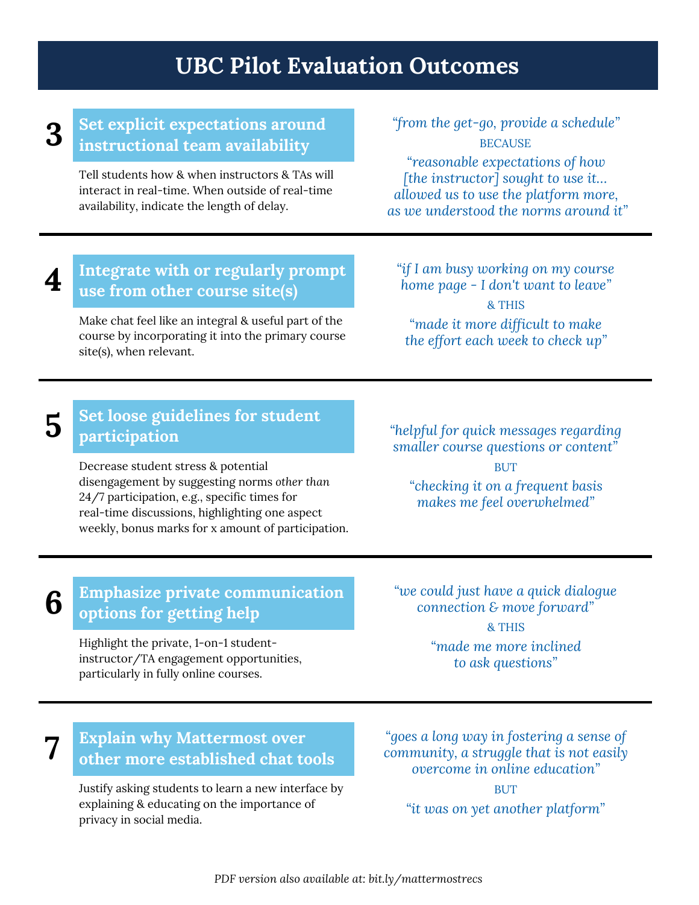# UBC Pilot Evaluation Outcomes

## 3 Set explicit expectations around instructional team availability

Tell students how & when instructors & TAs will interact in real-time. When outside of real-time availability, indicate the length of delay.

*"from the get-go, provide a schedule"*

BECAUSE

*"reasonable expectations of how [the instructor] sought to use it... allowed us to use the platform more, as we understood the norms around it"*

---

## 4 Integrate with or regularly prompt use from other course site(s)

Make chat feel like an integral & useful part of the course by incorporating it into the primary course site(s), when relevant.

*"if I am busy working on my course home page - I don't want to leave"*

& THIS

*"made it more difficult to make the effort each week to check up"*

---

## 5 Set loose guidelines for student participation

Decrease student stress & potential disengagement by suggesting norms *other than* 24/7 participation, e.g., specific times for real-time discussions, highlighting one aspect weekly, bonus marks for x amount of participation.

*"helpful for quick messages regarding smaller course questions or content"*

BUT

*"checking it on a frequent basis makes me feel overwhelmed"*

---

## 6 Emphasize private communication options for getting help

Highlight the private, 1-on-1 student-instructor/TA engagement opportunities, particularly in fully online courses.

*"we could just have a quick dialogue connection & move forward"*

& THIS

*"made me more inclined to ask questions"*

---

## 7 Explain why Mattermost over other more established chat tools

Justify asking students to learn a new interface by explaining & educating on the importance of privacy in social media.

*"goes a long way in fostering a sense of community, a struggle that is not easily overcome in online education"*

BUT

*"it was on yet another platform"*

*PDF version also available at: bit.ly/mattermostrecs*